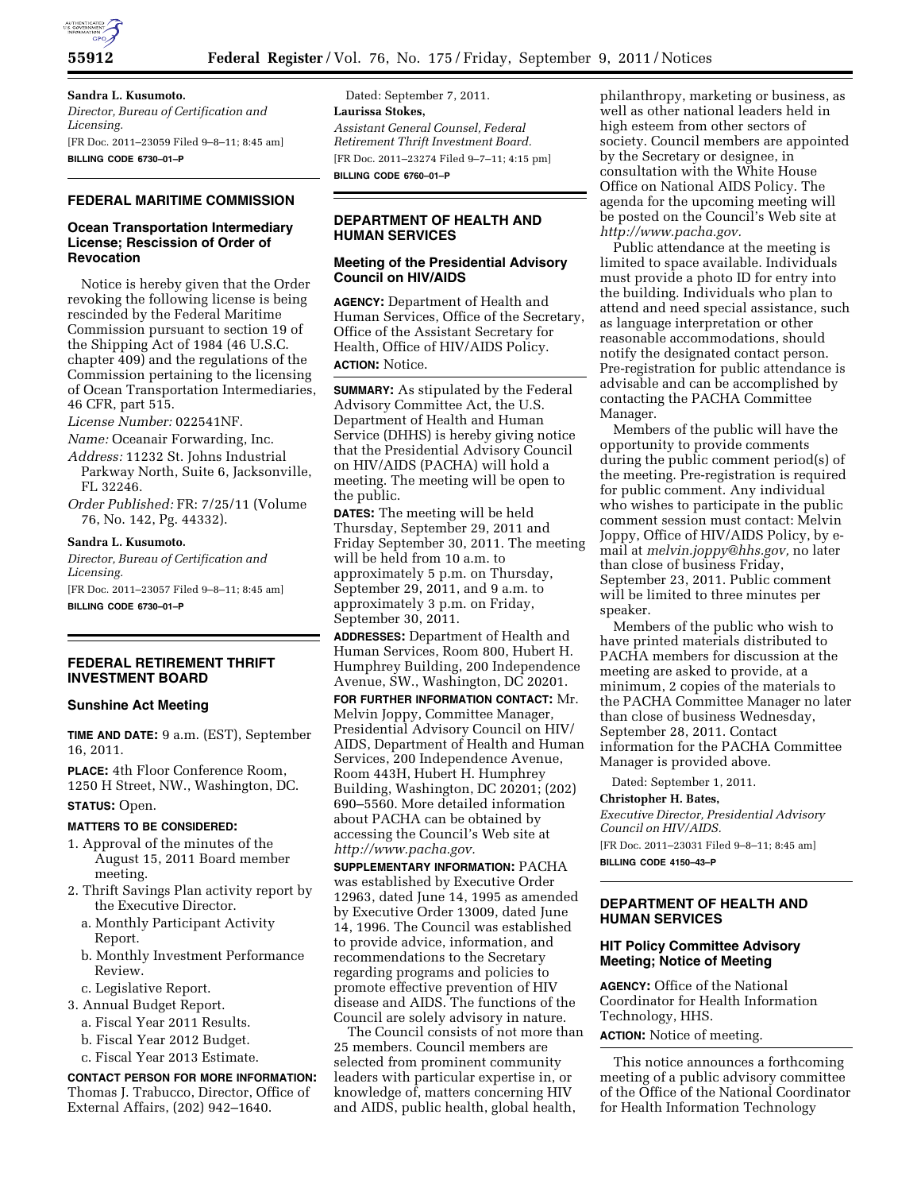**Sandra L. Kusumoto.**

*Director, Bureau of Certification and Licensing.*

[FR Doc. 2011–23059 Filed 9–8–11; 8:45 am]

**BILLING CODE 6730–01–P**

## FEDERAL MARITIME COMMISSION

### Ocean Transportation Intermediary License; Rescission of Order of Revocation

Notice is hereby given that the Order revoking the following license is being rescinded by the Federal Maritime Commission pursuant to section 19 of the Shipping Act of 1984 (46 U.S.C. chapter 409) and the regulations of the Commission pertaining to the licensing of Ocean Transportation Intermediaries, 46 CFR, part 515.

*License Number:* 022541NF.

*Name:* Oceanair Forwarding, Inc.

*Address:* 11232 St. Johns Industrial Parkway North, Suite 6, Jacksonville, FL 32246.

*Order Published:* FR: 7/25/11 (Volume 76, No. 142, Pg. 44332).

**Sandra L. Kusumoto.**

*Director, Bureau of Certification and Licensing.*

[FR Doc. 2011–23057 Filed 9–8–11; 8:45 am]

**BILLING CODE 6730–01–P**

## FEDERAL RETIREMENT THRIFT INVESTMENT BOARD

### Sunshine Act Meeting

**TIME AND DATE:** 9 a.m. (EST), September 16, 2011.

**PLACE:** 4th Floor Conference Room, 1250 H Street, NW., Washington, DC.

**STATUS:** Open.

**MATTERS TO BE CONSIDERED:**

1. Approval of the minutes of the August 15, 2011 Board member meeting.
2. Thrift Savings Plan activity report by the Executive Director.
   a. Monthly Participant Activity Report.
   b. Monthly Investment Performance Review.
   c. Legislative Report.
3. Annual Budget Report.
   a. Fiscal Year 2011 Results.
   b. Fiscal Year 2012 Budget.
   c. Fiscal Year 2013 Estimate.

**CONTACT PERSON FOR MORE INFORMATION:** Thomas J. Trabucco, Director, Office of External Affairs, (202) 942–1640.

Dated: September 7, 2011.

**Laurissa Stokes,**

*Assistant General Counsel, Federal Retirement Thrift Investment Board.*

[FR Doc. 2011–23274 Filed 9–7–11; 4:15 pm]

**BILLING CODE 6760–01–P**

## DEPARTMENT OF HEALTH AND HUMAN SERVICES

### Meeting of the Presidential Advisory Council on HIV/AIDS

**AGENCY:** Department of Health and Human Services, Office of the Secretary, Office of the Assistant Secretary for Health, Office of HIV/AIDS Policy.

**ACTION:** Notice.

**SUMMARY:** As stipulated by the Federal Advisory Committee Act, the U.S. Department of Health and Human Service (DHHS) is hereby giving notice that the Presidential Advisory Council on HIV/AIDS (PACHA) will hold a meeting. The meeting will be open to the public.

**DATES:** The meeting will be held Thursday, September 29, 2011 and Friday September 30, 2011. The meeting will be held from 10 a.m. to approximately 5 p.m. on Thursday, September 29, 2011, and 9 a.m. to approximately 3 p.m. on Friday, September 30, 2011.

**ADDRESSES:** Department of Health and Human Services, Room 800, Hubert H. Humphrey Building, 200 Independence Avenue, SW., Washington, DC 20201.

**FOR FURTHER INFORMATION CONTACT:** Mr. Melvin Joppy, Committee Manager, Presidential Advisory Council on HIV/AIDS, Department of Health and Human Services, 200 Independence Avenue, Room 443H, Hubert H. Humphrey Building, Washington, DC 20201; (202) 690–5560. More detailed information about PACHA can be obtained by accessing the Council's Web site at *http://www.pacha.gov.*

**SUPPLEMENTARY INFORMATION:** PACHA was established by Executive Order 12963, dated June 14, 1995 as amended by Executive Order 13009, dated June 14, 1996. The Council was established to provide advice, information, and recommendations to the Secretary regarding programs and policies to promote effective prevention of HIV disease and AIDS. The functions of the Council are solely advisory in nature.

The Council consists of not more than 25 members. Council members are selected from prominent community leaders with particular expertise in, or knowledge of, matters concerning HIV and AIDS, public health, global health, philanthropy, marketing or business, as well as other national leaders held in high esteem from other sectors of society. Council members are appointed by the Secretary or designee, in consultation with the White House Office on National AIDS Policy. The agenda for the upcoming meeting will be posted on the Council's Web site at *http://www.pacha.gov.*

Public attendance at the meeting is limited to space available. Individuals must provide a photo ID for entry into the building. Individuals who plan to attend and need special assistance, such as language interpretation or other reasonable accommodations, should notify the designated contact person. Pre-registration for public attendance is advisable and can be accomplished by contacting the PACHA Committee Manager.

Members of the public will have the opportunity to provide comments during the public comment period(s) of the meeting. Pre-registration is required for public comment. Any individual who wishes to participate in the public comment session must contact: Melvin Joppy, Office of HIV/AIDS Policy, by e-mail at *melvin.joppy@hhs.gov,* no later than close of business Friday, September 23, 2011. Public comment will be limited to three minutes per speaker.

Members of the public who wish to have printed materials distributed to PACHA members for discussion at the meeting are asked to provide, at a minimum, 2 copies of the materials to the PACHA Committee Manager no later than close of business Wednesday, September 28, 2011. Contact information for the PACHA Committee Manager is provided above.

Dated: September 1, 2011.

**Christopher H. Bates,**

*Executive Director, Presidential Advisory Council on HIV/AIDS.*

[FR Doc. 2011–23031 Filed 9–8–11; 8:45 am]

**BILLING CODE 4150–43–P**

## DEPARTMENT OF HEALTH AND HUMAN SERVICES

### HIT Policy Committee Advisory Meeting; Notice of Meeting

**AGENCY:** Office of the National Coordinator for Health Information Technology, HHS.

**ACTION:** Notice of meeting.

This notice announces a forthcoming meeting of a public advisory committee of the Office of the National Coordinator for Health Information Technology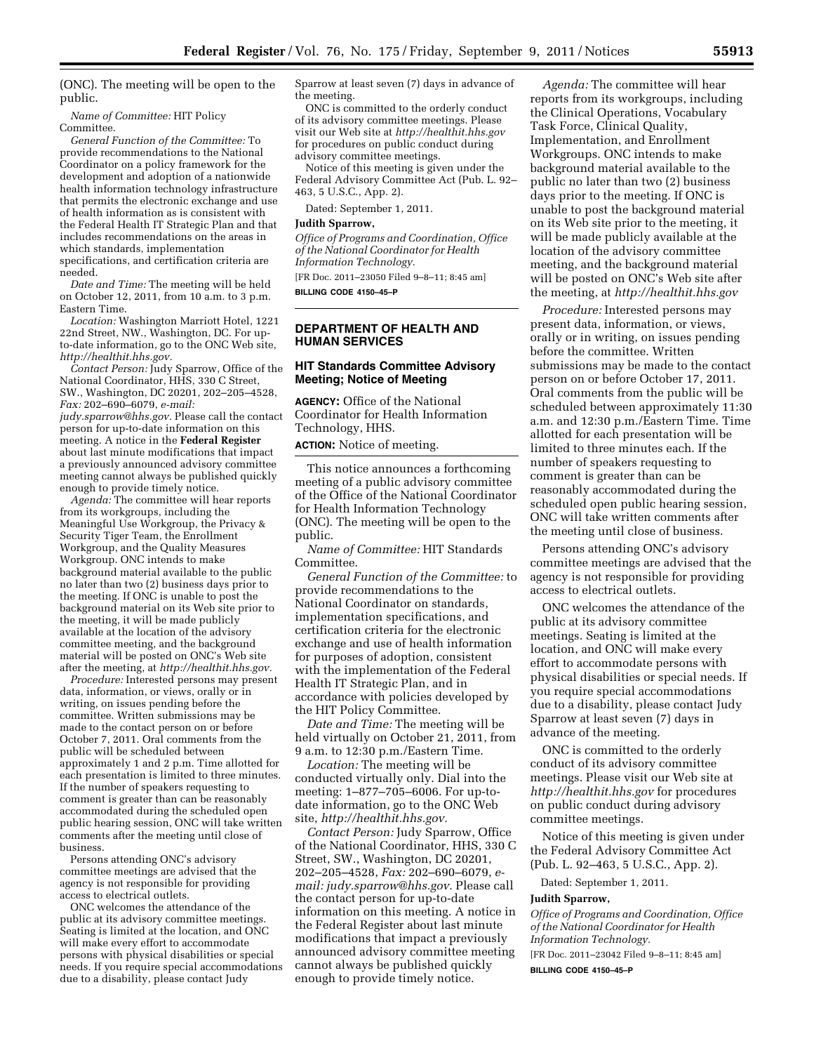(ONC). The meeting will be open to the public.

*Name of Committee:* HIT Policy Committee.

*General Function of the Committee:* To provide recommendations to the National Coordinator on a policy framework for the development and adoption of a nationwide health information technology infrastructure that permits the electronic exchange and use of health information as is consistent with the Federal Health IT Strategic Plan and that includes recommendations on the areas in which standards, implementation specifications, and certification criteria are needed.

*Date and Time:* The meeting will be held on October 12, 2011, from 10 a.m. to 3 p.m. Eastern Time.

*Location:* Washington Marriott Hotel, 1221 22nd Street, NW., Washington, DC. For up-to-date information, go to the ONC Web site, *http://healthit.hhs.gov.*

*Contact Person:* Judy Sparrow, Office of the National Coordinator, HHS, 330 C Street, SW., Washington, DC 20201, 202–205–4528, *Fax:* 202–690–6079, *e-mail: judy.sparrow@hhs.gov.* Please call the contact person for up-to-date information on this meeting. A notice in the **Federal Register** about last minute modifications that impact a previously announced advisory committee meeting cannot always be published quickly enough to provide timely notice.

*Agenda:* The committee will hear reports from its workgroups, including the Meaningful Use Workgroup, the Privacy & Security Tiger Team, the Enrollment Workgroup, and the Quality Measures Workgroup. ONC intends to make background material available to the public no later than two (2) business days prior to the meeting. If ONC is unable to post the background material on its Web site prior to the meeting, it will be made publicly available at the location of the advisory committee meeting, and the background material will be posted on ONC's Web site after the meeting, at *http://healthit.hhs.gov.*

*Procedure:* Interested persons may present data, information, or views, orally or in writing, on issues pending before the committee. Written submissions may be made to the contact person on or before October 7, 2011. Oral comments from the public will be scheduled between approximately 1 and 2 p.m. Time allotted for each presentation is limited to three minutes. If the number of speakers requesting to comment is greater than can be reasonably accommodated during the scheduled open public hearing session, ONC will take written comments after the meeting until close of business.

Persons attending ONC's advisory committee meetings are advised that the agency is not responsible for providing access to electrical outlets.

ONC welcomes the attendance of the public at its advisory committee meetings. Seating is limited at the location, and ONC will make every effort to accommodate persons with physical disabilities or special needs. If you require special accommodations due to a disability, please contact Judy Sparrow at least seven (7) days in advance of the meeting.

ONC is committed to the orderly conduct of its advisory committee meetings. Please visit our Web site at *http://healthit.hhs.gov* for procedures on public conduct during advisory committee meetings.

Notice of this meeting is given under the Federal Advisory Committee Act (Pub. L. 92–463, 5 U.S.C., App. 2).

Dated: September 1, 2011.

**Judith Sparrow,**

*Office of Programs and Coordination, Office of the National Coordinator for Health Information Technology.*

[FR Doc. 2011–23050 Filed 9–8–11; 8:45 am]

**BILLING CODE 4150–45–P**

## DEPARTMENT OF HEALTH AND HUMAN SERVICES

### HIT Standards Committee Advisory Meeting; Notice of Meeting

**AGENCY:** Office of the National Coordinator for Health Information Technology, HHS.

**ACTION:** Notice of meeting.

This notice announces a forthcoming meeting of a public advisory committee of the Office of the National Coordinator for Health Information Technology (ONC). The meeting will be open to the public.

*Name of Committee:* HIT Standards Committee.

*General Function of the Committee:* to provide recommendations to the National Coordinator on standards, implementation specifications, and certification criteria for the electronic exchange and use of health information for purposes of adoption, consistent with the implementation of the Federal Health IT Strategic Plan, and in accordance with policies developed by the HIT Policy Committee.

*Date and Time:* The meeting will be held virtually on October 21, 2011, from 9 a.m. to 12:30 p.m./Eastern Time.

*Location:* The meeting will be conducted virtually only. Dial into the meeting: 1–877–705–6006. For up-to-date information, go to the ONC Web site, *http://healthit.hhs.gov.*

*Contact Person:* Judy Sparrow, Office of the National Coordinator, HHS, 330 C Street, SW., Washington, DC 20201, 202–205–4528, *Fax:* 202–690–6079, *e-mail: judy.sparrow@hhs.gov.* Please call the contact person for up-to-date information on this meeting. A notice in the Federal Register about last minute modifications that impact a previously announced advisory committee meeting cannot always be published quickly enough to provide timely notice.

*Agenda:* The committee will hear reports from its workgroups, including the Clinical Operations, Vocabulary Task Force, Clinical Quality, Implementation, and Enrollment Workgroups. ONC intends to make background material available to the public no later than two (2) business days prior to the meeting. If ONC is unable to post the background material on its Web site prior to the meeting, it will be made publicly available at the location of the advisory committee meeting, and the background material will be posted on ONC's Web site after the meeting, at *http://healthit.hhs.gov*

*Procedure:* Interested persons may present data, information, or views, orally or in writing, on issues pending before the committee. Written submissions may be made to the contact person on or before October 17, 2011. Oral comments from the public will be scheduled between approximately 11:30 a.m. and 12:30 p.m./Eastern Time. Time allotted for each presentation will be limited to three minutes each. If the number of speakers requesting to comment is greater than can be reasonably accommodated during the scheduled open public hearing session, ONC will take written comments after the meeting until close of business.

Persons attending ONC's advisory committee meetings are advised that the agency is not responsible for providing access to electrical outlets.

ONC welcomes the attendance of the public at its advisory committee meetings. Seating is limited at the location, and ONC will make every effort to accommodate persons with physical disabilities or special needs. If you require special accommodations due to a disability, please contact Judy Sparrow at least seven (7) days in advance of the meeting.

ONC is committed to the orderly conduct of its advisory committee meetings. Please visit our Web site at *http://healthit.hhs.gov* for procedures on public conduct during advisory committee meetings.

Notice of this meeting is given under the Federal Advisory Committee Act (Pub. L. 92–463, 5 U.S.C., App. 2).

Dated: September 1, 2011.

**Judith Sparrow,**

*Office of Programs and Coordination, Office of the National Coordinator for Health Information Technology.*

[FR Doc. 2011–23042 Filed 9–8–11; 8:45 am]

**BILLING CODE 4150–45–P**